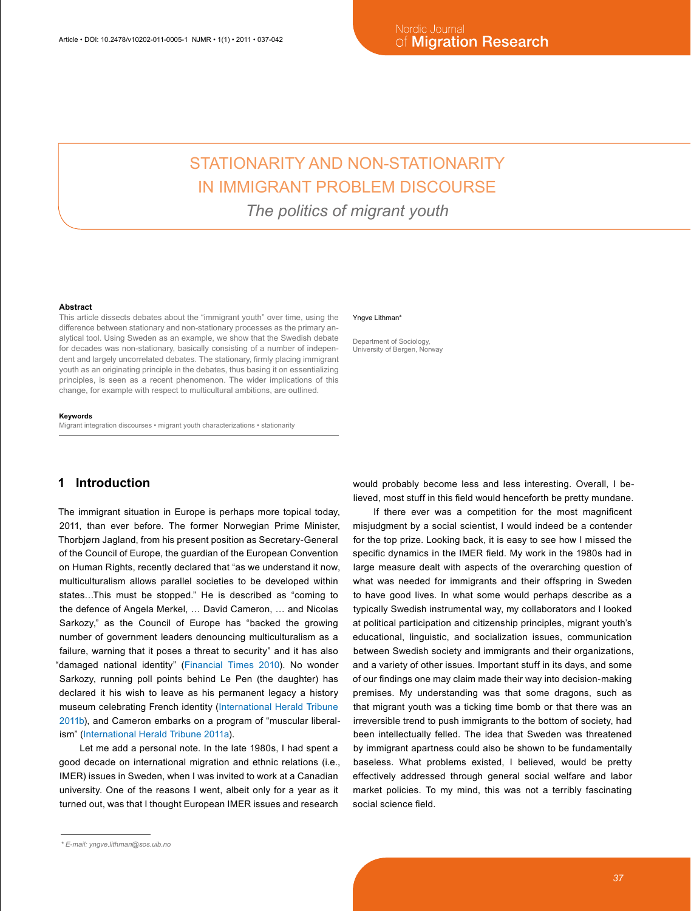# STATIONARITY AND NON-STATIONARITY IN IMMIGRANT PROBLEM DISCOURSE

## *The politics of migrant youth*

Yngve Lithman*

Department of Sociology, University of Bergen, Norway

### Abstract

This article dissects debates about the "immigrant youth" over time, using the difference between stationary and non-stationary processes as the primary analytical tool. Using Sweden as an example, we show that the Swedish debate for decades was non-stationary, basically consisting of a number of independent and largely uncorrelated debates. The stationary, firmly placing immigrant youth as an originating principle in the debates, thus basing it on essentializing principles, is seen as a recent phenomenon. The wider implications of this change, for example with respect to multicultural ambitions, are outlined.

### Keywords

Migrant integration discourses • migrant youth characterizations • stationarity

## 1 Introduction

The immigrant situation in Europe is perhaps more topical today, 2011, than ever before. The former Norwegian Prime Minister, Thorbjørn Jagland, from his present position as Secretary-General of the Council of Europe, the guardian of the European Convention on Human Rights, recently declared that "as we understand it now, multiculturalism allows parallel societies to be developed within states…This must be stopped." He is described as "coming to the defence of Angela Merkel, … David Cameron, … and Nicolas Sarkozy," as the Council of Europe has "backed the growing number of government leaders denouncing multiculturalism as a failure, warning that it poses a threat to security" and it has also "damaged national identity" (Financial Times 2010). No wonder Sarkozy, running poll points behind Le Pen (the daughter) has declared it his wish to leave as his permanent legacy a history museum celebrating French identity (International Herald Tribune 2011b), and Cameron embarks on a program of "muscular liberalism" (International Herald Tribune 2011a).

Let me add a personal note. In the late 1980s, I had spent a good decade on international migration and ethnic relations (i.e., IMER) issues in Sweden, when I was invited to work at a Canadian university. One of the reasons I went, albeit only for a year as it turned out, was that I thought European IMER issues and research would probably become less and less interesting. Overall, I believed, most stuff in this field would henceforth be pretty mundane.

If there ever was a competition for the most magnificent misjudgment by a social scientist, I would indeed be a contender for the top prize. Looking back, it is easy to see how I missed the specific dynamics in the IMER field. My work in the 1980s had in large measure dealt with aspects of the overarching question of what was needed for immigrants and their offspring in Sweden to have good lives. In what some would perhaps describe as a typically Swedish instrumental way, my collaborators and I looked at political participation and citizenship principles, migrant youth's educational, linguistic, and socialization issues, communication between Swedish society and immigrants and their organizations, and a variety of other issues. Important stuff in its days, and some of our findings one may claim made their way into decision-making premises. My understanding was that some dragons, such as that migrant youth was a ticking time bomb or that there was an irreversible trend to push immigrants to the bottom of society, had been intellectually felled. The idea that Sweden was threatened by immigrant apartness could also be shown to be fundamentally baseless. What problems existed, I believed, would be pretty effectively addressed through general social welfare and labor market policies. To my mind, this was not a terribly fascinating social science field.

\* *E-mail: yngve.lithman@sos.uib.no*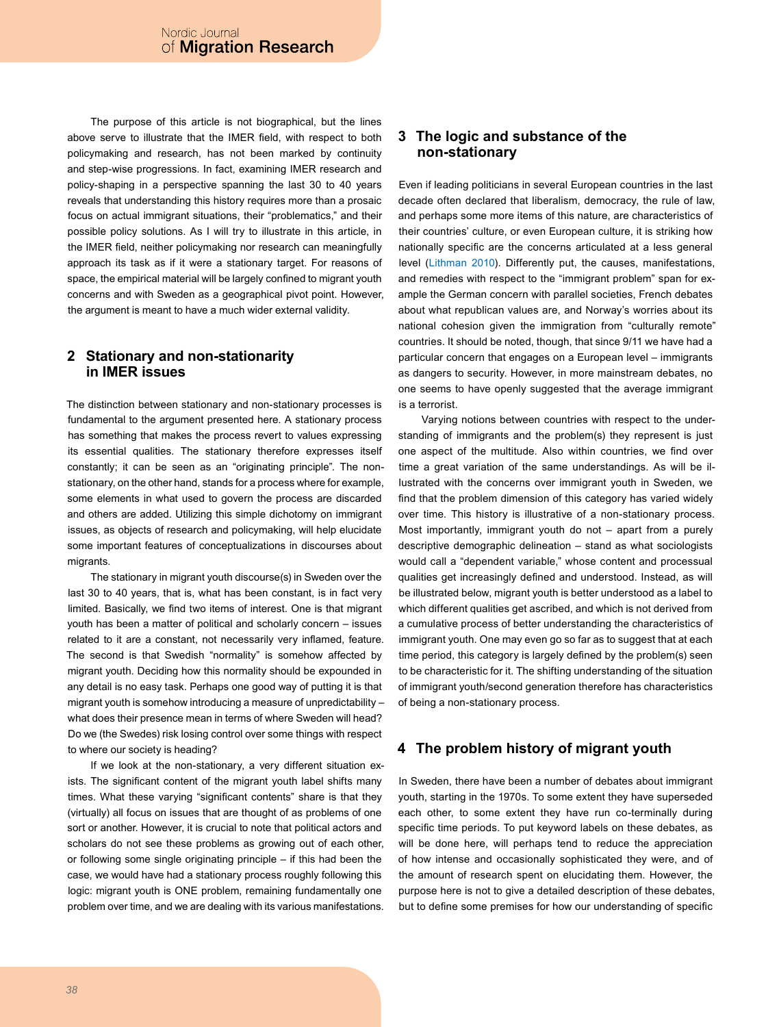The purpose of this article is not biographical, but the lines above serve to illustrate that the IMER field, with respect to both policymaking and research, has not been marked by continuity and step-wise progressions. In fact, examining IMER research and policy-shaping in a perspective spanning the last 30 to 40 years reveals that understanding this history requires more than a prosaic focus on actual immigrant situations, their "problematics," and their possible policy solutions. As I will try to illustrate in this article, in the IMER field, neither policymaking nor research can meaningfully approach its task as if it were a stationary target. For reasons of space, the empirical material will be largely confined to migrant youth concerns and with Sweden as a geographical pivot point. However, the argument is meant to have a much wider external validity.

## 2 Stationary and non-stationarity in IMER issues

The distinction between stationary and non-stationary processes is fundamental to the argument presented here. A stationary process has something that makes the process revert to values expressing its essential qualities. The stationary therefore expresses itself constantly; it can be seen as an "originating principle". The non-stationary, on the other hand, stands for a process where for example, some elements in what used to govern the process are discarded and others are added. Utilizing this simple dichotomy on immigrant issues, as objects of research and policymaking, will help elucidate some important features of conceptualizations in discourses about migrants.

The stationary in migrant youth discourse(s) in Sweden over the last 30 to 40 years, that is, what has been constant, is in fact very limited. Basically, we find two items of interest. One is that migrant youth has been a matter of political and scholarly concern – issues related to it are a constant, not necessarily very inflamed, feature. The second is that Swedish "normality" is somehow affected by migrant youth. Deciding how this normality should be expounded in any detail is no easy task. Perhaps one good way of putting it is that migrant youth is somehow introducing a measure of unpredictability – what does their presence mean in terms of where Sweden will head? Do we (the Swedes) risk losing control over some things with respect to where our society is heading?

If we look at the non-stationary, a very different situation exists. The significant content of the migrant youth label shifts many times. What these varying "significant contents" share is that they (virtually) all focus on issues that are thought of as problems of one sort or another. However, it is crucial to note that political actors and scholars do not see these problems as growing out of each other, or following some single originating principle – if this had been the case, we would have had a stationary process roughly following this logic: migrant youth is ONE problem, remaining fundamentally one problem over time, and we are dealing with its various manifestations.

## 3 The logic and substance of the non-stationary

Even if leading politicians in several European countries in the last decade often declared that liberalism, democracy, the rule of law, and perhaps some more items of this nature, are characteristics of their countries' culture, or even European culture, it is striking how nationally specific are the concerns articulated at a less general level (Lithman 2010). Differently put, the causes, manifestations, and remedies with respect to the "immigrant problem" span for example the German concern with parallel societies, French debates about what republican values are, and Norway's worries about its national cohesion given the immigration from "culturally remote" countries. It should be noted, though, that since 9/11 we have had a particular concern that engages on a European level – immigrants as dangers to security. However, in more mainstream debates, no one seems to have openly suggested that the average immigrant is a terrorist.

Varying notions between countries with respect to the understanding of immigrants and the problem(s) they represent is just one aspect of the multitude. Also within countries, we find over time a great variation of the same understandings. As will be illustrated with the concerns over immigrant youth in Sweden, we find that the problem dimension of this category has varied widely over time. This history is illustrative of a non-stationary process. Most importantly, immigrant youth do not – apart from a purely descriptive demographic delineation – stand as what sociologists would call a "dependent variable," whose content and processual qualities get increasingly defined and understood. Instead, as will be illustrated below, migrant youth is better understood as a label to which different qualities get ascribed, and which is not derived from a cumulative process of better understanding the characteristics of immigrant youth. One may even go so far as to suggest that at each time period, this category is largely defined by the problem(s) seen to be characteristic for it. The shifting understanding of the situation of immigrant youth/second generation therefore has characteristics of being a non-stationary process.

## 4 The problem history of migrant youth

In Sweden, there have been a number of debates about immigrant youth, starting in the 1970s. To some extent they have superseded each other, to some extent they have run co-terminally during specific time periods. To put keyword labels on these debates, as will be done here, will perhaps tend to reduce the appreciation of how intense and occasionally sophisticated they were, and of the amount of research spent on elucidating them. However, the purpose here is not to give a detailed description of these debates, but to define some premises for how our understanding of specific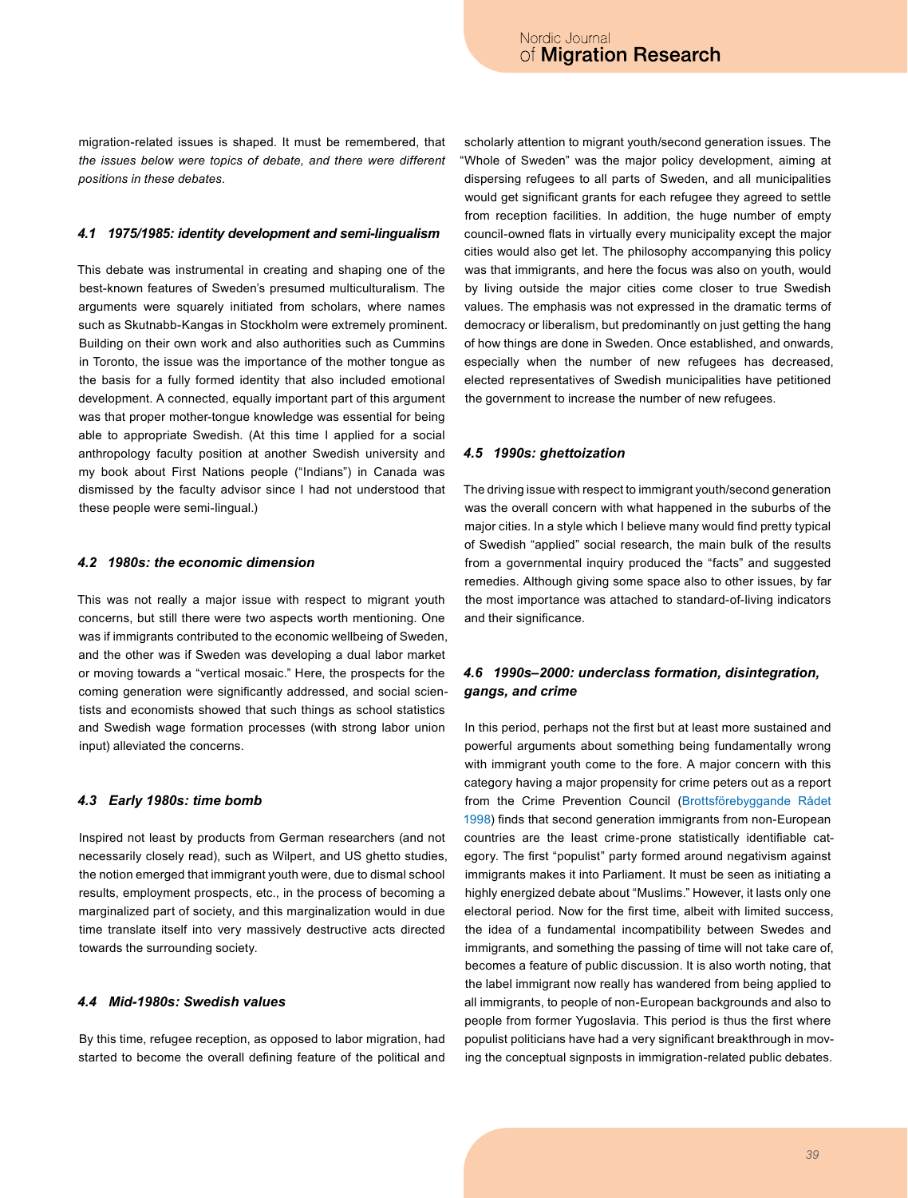migration-related issues is shaped. It must be remembered, that *the issues below were topics of debate, and there were different positions in these debates*.

### *4.1 1975/1985: identity development and semi-lingualism*

This debate was instrumental in creating and shaping one of the best-known features of Sweden's presumed multiculturalism. The arguments were squarely initiated from scholars, where names such as Skutnabb-Kangas in Stockholm were extremely prominent. Building on their own work and also authorities such as Cummins in Toronto, the issue was the importance of the mother tongue as the basis for a fully formed identity that also included emotional development. A connected, equally important part of this argument was that proper mother-tongue knowledge was essential for being able to appropriate Swedish. (At this time I applied for a social anthropology faculty position at another Swedish university and my book about First Nations people ("Indians") in Canada was dismissed by the faculty advisor since I had not understood that these people were semi-lingual.)

### *4.2 1980s: the economic dimension*

This was not really a major issue with respect to migrant youth concerns, but still there were two aspects worth mentioning. One was if immigrants contributed to the economic wellbeing of Sweden, and the other was if Sweden was developing a dual labor market or moving towards a "vertical mosaic." Here, the prospects for the coming generation were significantly addressed, and social scientists and economists showed that such things as school statistics and Swedish wage formation processes (with strong labor union input) alleviated the concerns.

### *4.3 Early 1980s: time bomb*

Inspired not least by products from German researchers (and not necessarily closely read), such as Wilpert, and US ghetto studies, the notion emerged that immigrant youth were, due to dismal school results, employment prospects, etc., in the process of becoming a marginalized part of society, and this marginalization would in due time translate itself into very massively destructive acts directed towards the surrounding society.

### *4.4 Mid-1980s: Swedish values*

By this time, refugee reception, as opposed to labor migration, had started to become the overall defining feature of the political and scholarly attention to migrant youth/second generation issues. The "Whole of Sweden" was the major policy development, aiming at dispersing refugees to all parts of Sweden, and all municipalities would get significant grants for each refugee they agreed to settle from reception facilities. In addition, the huge number of empty council-owned flats in virtually every municipality except the major cities would also get let. The philosophy accompanying this policy was that immigrants, and here the focus was also on youth, would by living outside the major cities come closer to true Swedish values. The emphasis was not expressed in the dramatic terms of democracy or liberalism, but predominantly on just getting the hang of how things are done in Sweden. Once established, and onwards, especially when the number of new refugees has decreased, elected representatives of Swedish municipalities have petitioned the government to increase the number of new refugees.

### *4.5 1990s: ghettoization*

The driving issue with respect to immigrant youth/second generation was the overall concern with what happened in the suburbs of the major cities. In a style which I believe many would find pretty typical of Swedish "applied" social research, the main bulk of the results from a governmental inquiry produced the "facts" and suggested remedies. Although giving some space also to other issues, by far the most importance was attached to standard-of-living indicators and their significance.

### *4.6 1990s–2000: underclass formation, disintegration, gangs, and crime*

In this period, perhaps not the first but at least more sustained and powerful arguments about something being fundamentally wrong with immigrant youth come to the fore. A major concern with this category having a major propensity for crime peters out as a report from the Crime Prevention Council (Brottsförebyggande Rådet 1998) finds that second generation immigrants from non-European countries are the least crime-prone statistically identifiable category. The first "populist" party formed around negativism against immigrants makes it into Parliament. It must be seen as initiating a highly energized debate about "Muslims." However, it lasts only one electoral period. Now for the first time, albeit with limited success, the idea of a fundamental incompatibility between Swedes and immigrants, and something the passing of time will not take care of, becomes a feature of public discussion. It is also worth noting, that the label immigrant now really has wandered from being applied to all immigrants, to people of non-European backgrounds and also to people from former Yugoslavia. This period is thus the first where populist politicians have had a very significant breakthrough in moving the conceptual signposts in immigration-related public debates.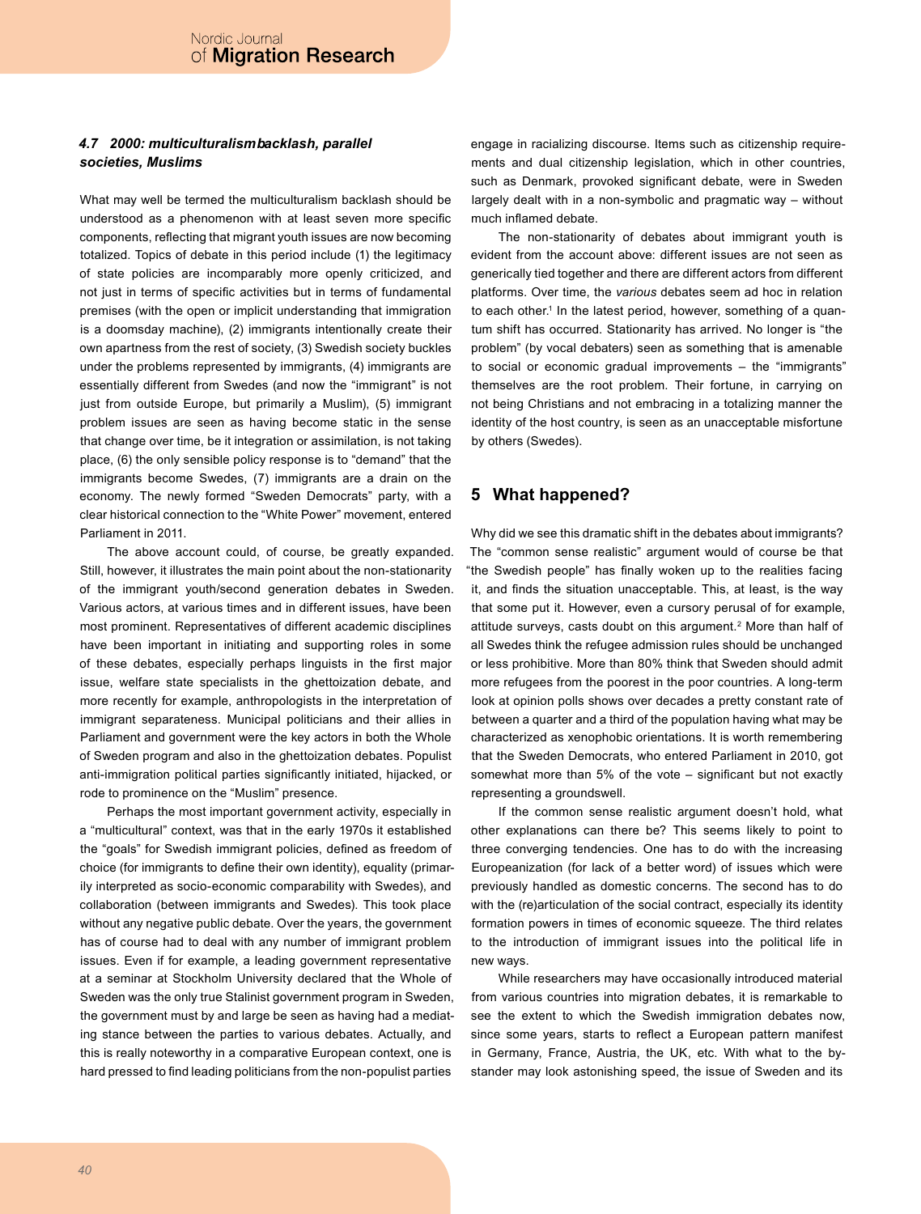### *4.7 2000: multiculturalism backlash, parallel societies, Muslims*

What may well be termed the multiculturalism backlash should be understood as a phenomenon with at least seven more specific components, reflecting that migrant youth issues are now becoming totalized. Topics of debate in this period include (1) the legitimacy of state policies are incomparably more openly criticized, and not just in terms of specific activities but in terms of fundamental premises (with the open or implicit understanding that immigration is a doomsday machine), (2) immigrants intentionally create their own apartness from the rest of society, (3) Swedish society buckles under the problems represented by immigrants, (4) immigrants are essentially different from Swedes (and now the "immigrant" is not just from outside Europe, but primarily a Muslim), (5) immigrant problem issues are seen as having become static in the sense that change over time, be it integration or assimilation, is not taking place, (6) the only sensible policy response is to "demand" that the immigrants become Swedes, (7) immigrants are a drain on the economy. The newly formed "Sweden Democrats" party, with a clear historical connection to the "White Power" movement, entered Parliament in 2011.

The above account could, of course, be greatly expanded. Still, however, it illustrates the main point about the non-stationarity of the immigrant youth/second generation debates in Sweden. Various actors, at various times and in different issues, have been most prominent. Representatives of different academic disciplines have been important in initiating and supporting roles in some of these debates, especially perhaps linguists in the first major issue, welfare state specialists in the ghettoization debate, and more recently for example, anthropologists in the interpretation of immigrant separateness. Municipal politicians and their allies in Parliament and government were the key actors in both the Whole of Sweden program and also in the ghettoization debates. Populist anti-immigration political parties significantly initiated, hijacked, or rode to prominence on the "Muslim" presence.

Perhaps the most important government activity, especially in a "multicultural" context, was that in the early 1970s it established the "goals" for Swedish immigrant policies, defined as freedom of choice (for immigrants to define their own identity), equality (primarily interpreted as socio-economic comparability with Swedes), and collaboration (between immigrants and Swedes). This took place without any negative public debate. Over the years, the government has of course had to deal with any number of immigrant problem issues. Even if for example, a leading government representative at a seminar at Stockholm University declared that the Whole of Sweden was the only true Stalinist government program in Sweden, the government must by and large be seen as having had a mediating stance between the parties to various debates. Actually, and this is really noteworthy in a comparative European context, one is hard pressed to find leading politicians from the non-populist parties engage in racializing discourse. Items such as citizenship requirements and dual citizenship legislation, which in other countries, such as Denmark, provoked significant debate, were in Sweden largely dealt with in a non-symbolic and pragmatic way – without much inflamed debate.

The non-stationarity of debates about immigrant youth is evident from the account above: different issues are not seen as generically tied together and there are different actors from different platforms. Over time, the *various* debates seem ad hoc in relation to each other.[1] In the latest period, however, something of a quantum shift has occurred. Stationarity has arrived. No longer is "the problem" (by vocal debaters) seen as something that is amenable to social or economic gradual improvements – the "immigrants" themselves are the root problem. Their fortune, in carrying on not being Christians and not embracing in a totalizing manner the identity of the host country, is seen as an unacceptable misfortune by others (Swedes).

## 5 What happened?

Why did we see this dramatic shift in the debates about immigrants? The "common sense realistic" argument would of course be that "the Swedish people" has finally woken up to the realities facing it, and finds the situation unacceptable. This, at least, is the way that some put it. However, even a cursory perusal of for example, attitude surveys, casts doubt on this argument.[2] More than half of all Swedes think the refugee admission rules should be unchanged or less prohibitive. More than 80% think that Sweden should admit more refugees from the poorest in the poor countries. A long-term look at opinion polls shows over decades a pretty constant rate of between a quarter and a third of the population having what may be characterized as xenophobic orientations. It is worth remembering that the Sweden Democrats, who entered Parliament in 2010, got somewhat more than 5% of the vote – significant but not exactly representing a groundswell.

If the common sense realistic argument doesn't hold, what other explanations can there be? This seems likely to point to three converging tendencies. One has to do with the increasing Europeanization (for lack of a better word) of issues which were previously handled as domestic concerns. The second has to do with the (re)articulation of the social contract, especially its identity formation powers in times of economic squeeze. The third relates to the introduction of immigrant issues into the political life in new ways.

While researchers may have occasionally introduced material from various countries into migration debates, it is remarkable to see the extent to which the Swedish immigration debates now, since some years, starts to reflect a European pattern manifest in Germany, France, Austria, the UK, etc. With what to the bystander may look astonishing speed, the issue of Sweden and its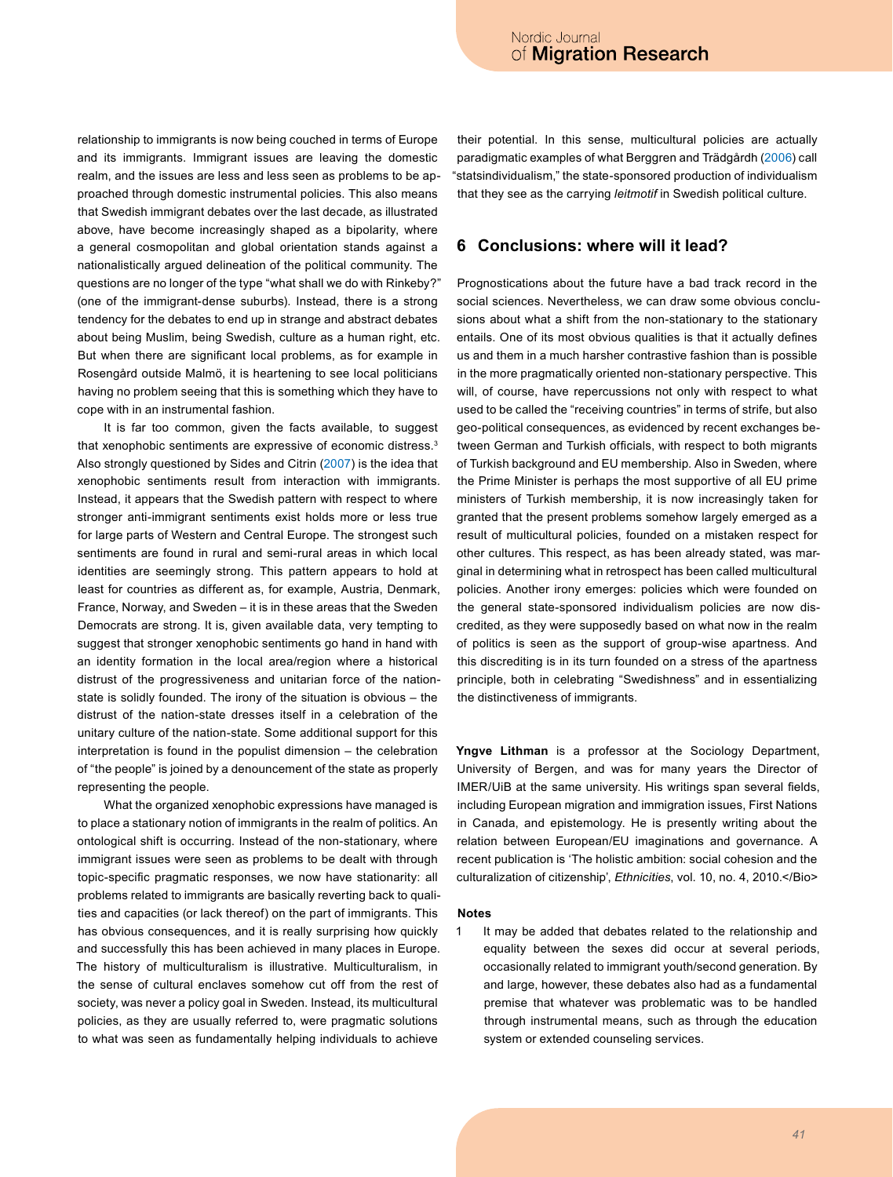relationship to immigrants is now being couched in terms of Europe and its immigrants. Immigrant issues are leaving the domestic realm, and the issues are less and less seen as problems to be approached through domestic instrumental policies. This also means that Swedish immigrant debates over the last decade, as illustrated above, have become increasingly shaped as a bipolarity, where a general cosmopolitan and global orientation stands against a nationalistically argued delineation of the political community. The questions are no longer of the type "what shall we do with Rinkeby?" (one of the immigrant-dense suburbs). Instead, there is a strong tendency for the debates to end up in strange and abstract debates about being Muslim, being Swedish, culture as a human right, etc. But when there are significant local problems, as for example in Rosengård outside Malmö, it is heartening to see local politicians having no problem seeing that this is something which they have to cope with in an instrumental fashion.

It is far too common, given the facts available, to suggest that xenophobic sentiments are expressive of economic distress.[3] Also strongly questioned by Sides and Citrin (2007) is the idea that xenophobic sentiments result from interaction with immigrants. Instead, it appears that the Swedish pattern with respect to where stronger anti-immigrant sentiments exist holds more or less true for large parts of Western and Central Europe. The strongest such sentiments are found in rural and semi-rural areas in which local identities are seemingly strong. This pattern appears to hold at least for countries as different as, for example, Austria, Denmark, France, Norway, and Sweden – it is in these areas that the Sweden Democrats are strong. It is, given available data, very tempting to suggest that stronger xenophobic sentiments go hand in hand with an identity formation in the local area/region where a historical distrust of the progressiveness and unitarian force of the nation-state is solidly founded. The irony of the situation is obvious – the distrust of the nation-state dresses itself in a celebration of the unitary culture of the nation-state. Some additional support for this interpretation is found in the populist dimension – the celebration of "the people" is joined by a denouncement of the state as properly representing the people.

What the organized xenophobic expressions have managed is to place a stationary notion of immigrants in the realm of politics. An ontological shift is occurring. Instead of the non-stationary, where immigrant issues were seen as problems to be dealt with through topic-specific pragmatic responses, we now have stationarity: all problems related to immigrants are basically reverting back to qualities and capacities (or lack thereof) on the part of immigrants. This has obvious consequences, and it is really surprising how quickly and successfully this has been achieved in many places in Europe. The history of multiculturalism is illustrative. Multiculturalism, in the sense of cultural enclaves somehow cut off from the rest of society, was never a policy goal in Sweden. Instead, its multicultural policies, as they are usually referred to, were pragmatic solutions to what was seen as fundamentally helping individuals to achieve their potential. In this sense, multicultural policies are actually paradigmatic examples of what Berggren and Trädgårdh (2006) call "statsindividualism," the state-sponsored production of individualism that they see as the carrying *leitmotif* in Swedish political culture.

## 6 Conclusions: where will it lead?

Prognostications about the future have a bad track record in the social sciences. Nevertheless, we can draw some obvious conclusions about what a shift from the non-stationary to the stationary entails. One of its most obvious qualities is that it actually defines us and them in a much harsher contrastive fashion than is possible in the more pragmatically oriented non-stationary perspective. This will, of course, have repercussions not only with respect to what used to be called the "receiving countries" in terms of strife, but also geo-political consequences, as evidenced by recent exchanges between German and Turkish officials, with respect to both migrants of Turkish background and EU membership. Also in Sweden, where the Prime Minister is perhaps the most supportive of all EU prime ministers of Turkish membership, it is now increasingly taken for granted that the present problems somehow largely emerged as a result of multicultural policies, founded on a mistaken respect for other cultures. This respect, as has been already stated, was marginal in determining what in retrospect has been called multicultural policies. Another irony emerges: policies which were founded on the general state-sponsored individualism policies are now discredited, as they were supposedly based on what now in the realm of politics is seen as the support of group-wise apartness. And this discrediting is in its turn founded on a stress of the apartness principle, both in celebrating "Swedishness" and in essentializing the distinctiveness of immigrants.

**Yngve Lithman** is a professor at the Sociology Department, University of Bergen, and was for many years the Director of IMER/UiB at the same university. His writings span several fields, including European migration and immigration issues, First Nations in Canada, and epistemology. He is presently writing about the relation between European/EU imaginations and governance. A recent publication is 'The holistic ambition: social cohesion and the culturalization of citizenship', *Ethnicities*, vol. 10, no. 4, 2010.</Bio>

### Notes

1 It may be added that debates related to the relationship and equality between the sexes did occur at several periods, occasionally related to immigrant youth/second generation. By and large, however, these debates also had as a fundamental premise that whatever was problematic was to be handled through instrumental means, such as through the education system or extended counseling services.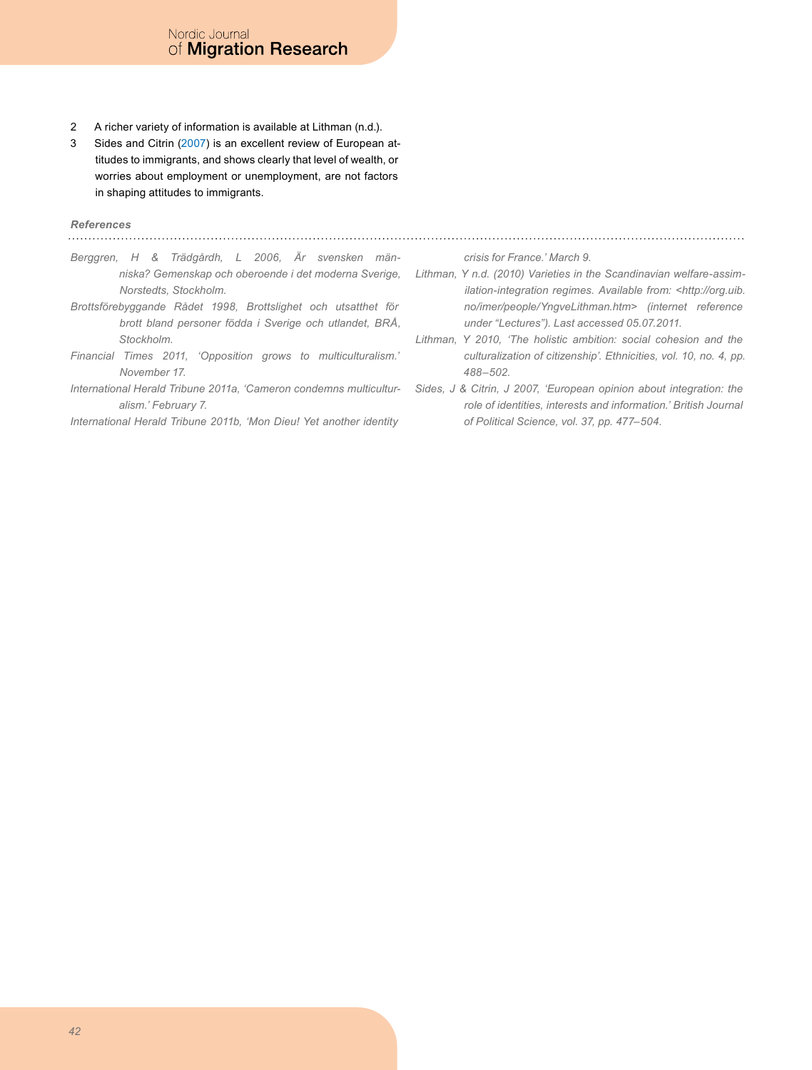2 A richer variety of information is available at Lithman (n.d.).

3 Sides and Citrin (2007) is an excellent review of European attitudes to immigrants, and shows clearly that level of wealth, or worries about employment or unemployment, are not factors in shaping attitudes to immigrants.

### References

*Berggren, H & Trädgårdh, L 2006, Är svensken människa? Gemenskap och oberoende i det moderna Sverige, Norstedts, Stockholm.*

*Brottsförebyggande Rådet 1998, Brottslighet och utsatthet för brott bland personer födda i Sverige och utlandet, BRÅ, Stockholm.*

*Financial Times 2011, 'Opposition grows to multiculturalism.' November 17.*

*International Herald Tribune 2011a, 'Cameron condemns multiculturalism.' February 7.*

*International Herald Tribune 2011b, 'Mon Dieu! Yet another identity crisis for France.' March 9.*

*Lithman, Y n.d. (2010) Varieties in the Scandinavian welfare-assimilation-integration regimes. Available from: <http://org.uib.no/imer/people/YngveLithman.htm> (internet reference under "Lectures"). Last accessed 05.07.2011.*

*Lithman, Y 2010, 'The holistic ambition: social cohesion and the culturalization of citizenship'. Ethnicities, vol. 10, no. 4, pp. 488–502.*

*Sides, J & Citrin, J 2007, 'European opinion about integration: the role of identities, interests and information.' British Journal of Political Science, vol. 37, pp. 477–504.*